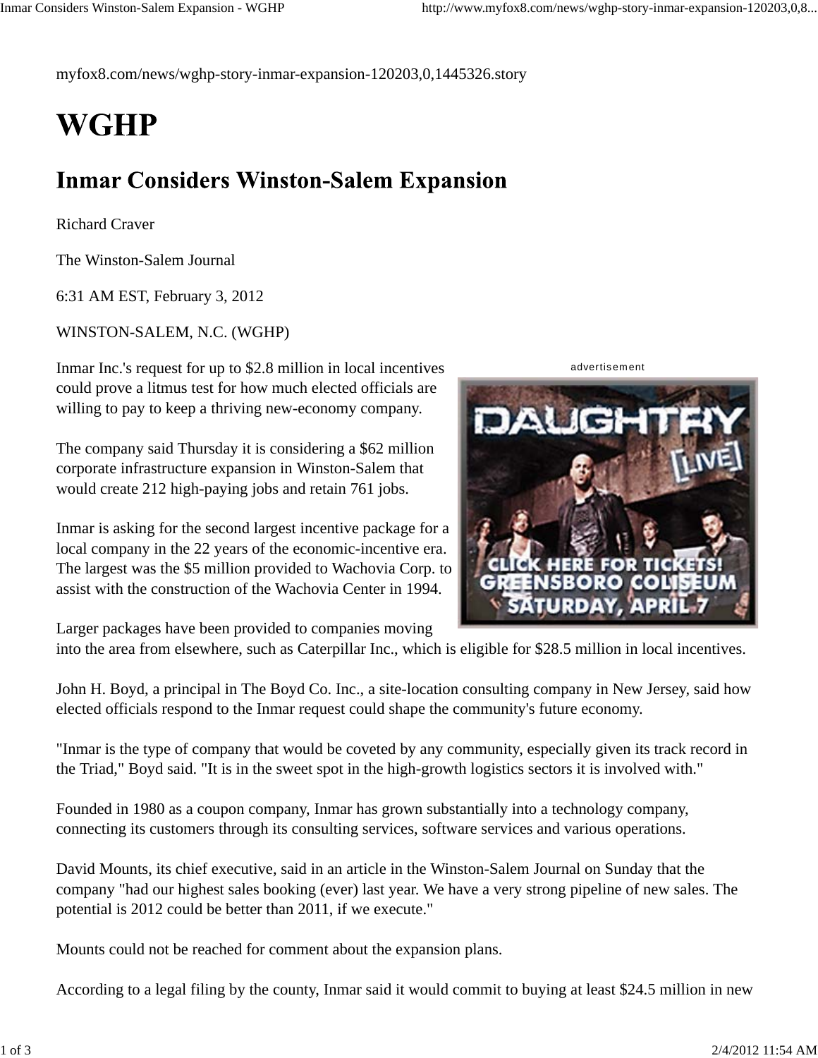myfox8.com/news/wghp-story-inmar-expansion-120203,0,1445326.story

# WGHP

## Inmar Considers Winston-Salem Expansion

Richard Craver

The Winston-Salem Journal

6:31 AM EST, February 3, 2012

WINSTON-SALEM, N.C. (WGHP)

Inmar Inc.'s request for up to $2.8 million in local incentives could prove a litmus test for how much elected officials are willing to pay to keep a thriving new-economy company.

The company said Thursday it is considering a $62 million corporate infrastructure expansion in Winston-Salem that would create 212 high-paying jobs and retain 761 jobs.

Inmar is asking for the second largest incentive package for a local company in the 22 years of the economic-incentive era. The largest was the $5 million provided to Wachovia Corp. to assist with the construction of the Wachovia Center in 1994.

Larger packages have been provided to companies moving into the area from elsewhere, such as Caterpillar Inc., which is eligible for $28.5 million in local incentives.

John H. Boyd, a principal in The Boyd Co. Inc., a site-location consulting company in New Jersey, said how elected officials respond to the Inmar request could shape the community's future economy.

"Inmar is the type of company that would be coveted by any community, especially given its track record in the Triad," Boyd said. "It is in the sweet spot in the high-growth logistics sectors it is involved with."

Founded in 1980 as a coupon company, Inmar has grown substantially into a technology company, connecting its customers through its consulting services, software services and various operations.

David Mounts, its chief executive, said in an article in the Winston-Salem Journal on Sunday that the company "had our highest sales booking (ever) last year. We have a very strong pipeline of new sales. The potential is 2012 could be better than 2011, if we execute."

Mounts could not be reached for comment about the expansion plans.

According to a legal filing by the county, Inmar said it would commit to buying at least $24.5 million in new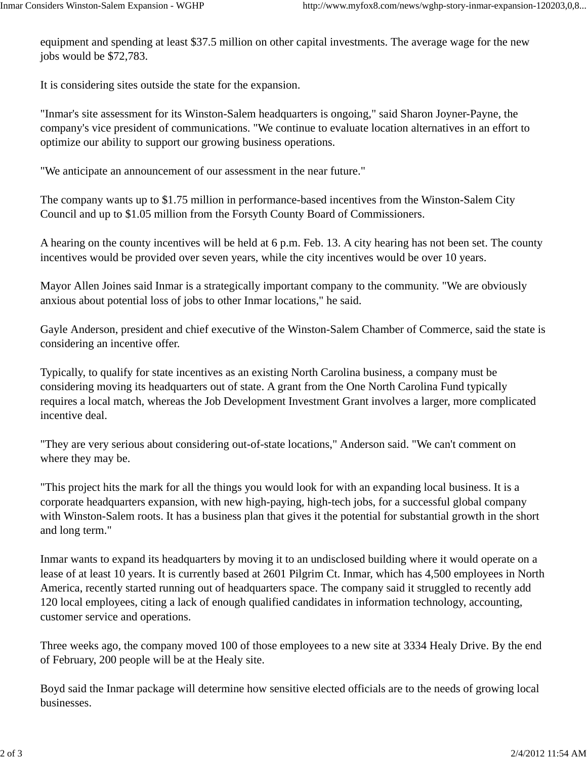equipment and spending at least $37.5 million on other capital investments. The average wage for the new jobs would be $72,783.

It is considering sites outside the state for the expansion.

"Inmar's site assessment for its Winston-Salem headquarters is ongoing," said Sharon Joyner-Payne, the company's vice president of communications. "We continue to evaluate location alternatives in an effort to optimize our ability to support our growing business operations.

"We anticipate an announcement of our assessment in the near future."

The company wants up to $1.75 million in performance-based incentives from the Winston-Salem City Council and up to $1.05 million from the Forsyth County Board of Commissioners.

A hearing on the county incentives will be held at 6 p.m. Feb. 13. A city hearing has not been set. The county incentives would be provided over seven years, while the city incentives would be over 10 years.

Mayor Allen Joines said Inmar is a strategically important company to the community. "We are obviously anxious about potential loss of jobs to other Inmar locations," he said.

Gayle Anderson, president and chief executive of the Winston-Salem Chamber of Commerce, said the state is considering an incentive offer.

Typically, to qualify for state incentives as an existing North Carolina business, a company must be considering moving its headquarters out of state. A grant from the One North Carolina Fund typically requires a local match, whereas the Job Development Investment Grant involves a larger, more complicated incentive deal.

"They are very serious about considering out-of-state locations," Anderson said. "We can't comment on where they may be.

"This project hits the mark for all the things you would look for with an expanding local business. It is a corporate headquarters expansion, with new high-paying, high-tech jobs, for a successful global company with Winston-Salem roots. It has a business plan that gives it the potential for substantial growth in the short and long term."

Inmar wants to expand its headquarters by moving it to an undisclosed building where it would operate on a lease of at least 10 years. It is currently based at 2601 Pilgrim Ct. Inmar, which has 4,500 employees in North America, recently started running out of headquarters space. The company said it struggled to recently add 120 local employees, citing a lack of enough qualified candidates in information technology, accounting, customer service and operations.

Three weeks ago, the company moved 100 of those employees to a new site at 3334 Healy Drive. By the end of February, 200 people will be at the Healy site.

Boyd said the Inmar package will determine how sensitive elected officials are to the needs of growing local businesses.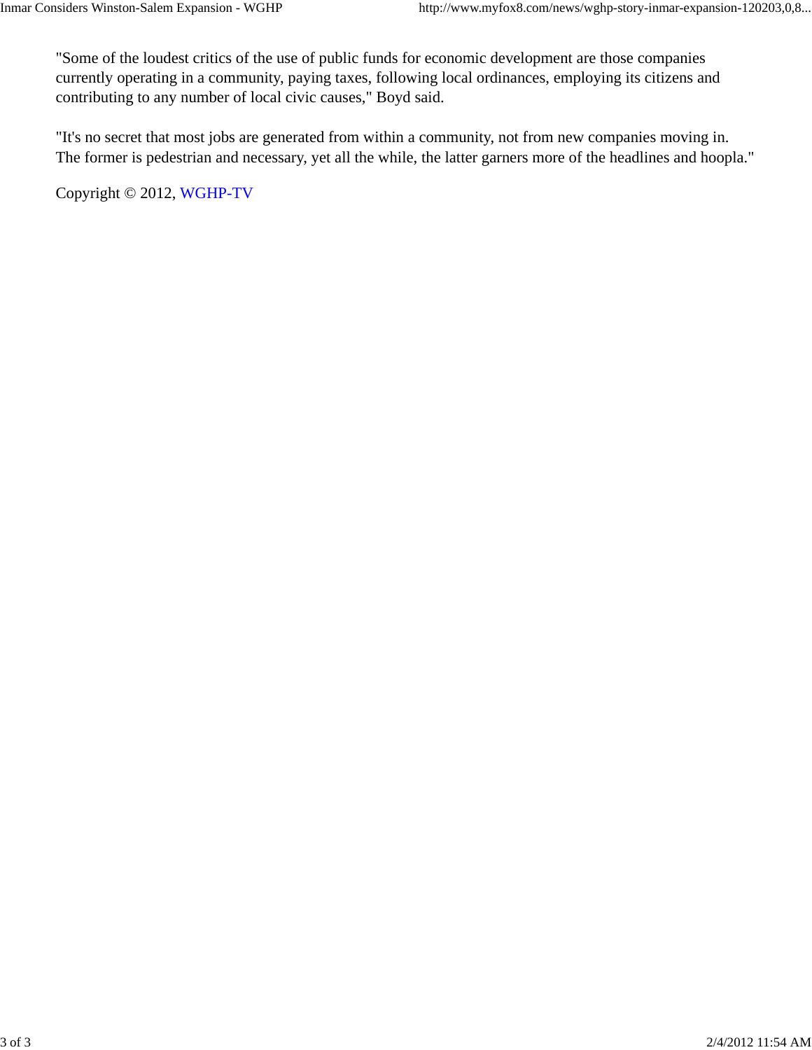"Some of the loudest critics of the use of public funds for economic development are those companies currently operating in a community, paying taxes, following local ordinances, employing its citizens and contributing to any number of local civic causes," Boyd said.

"It's no secret that most jobs are generated from within a community, not from new companies moving in. The former is pedestrian and necessary, yet all the while, the latter garners more of the headlines and hoopla."

Copyright © 2012, WGHP-TV